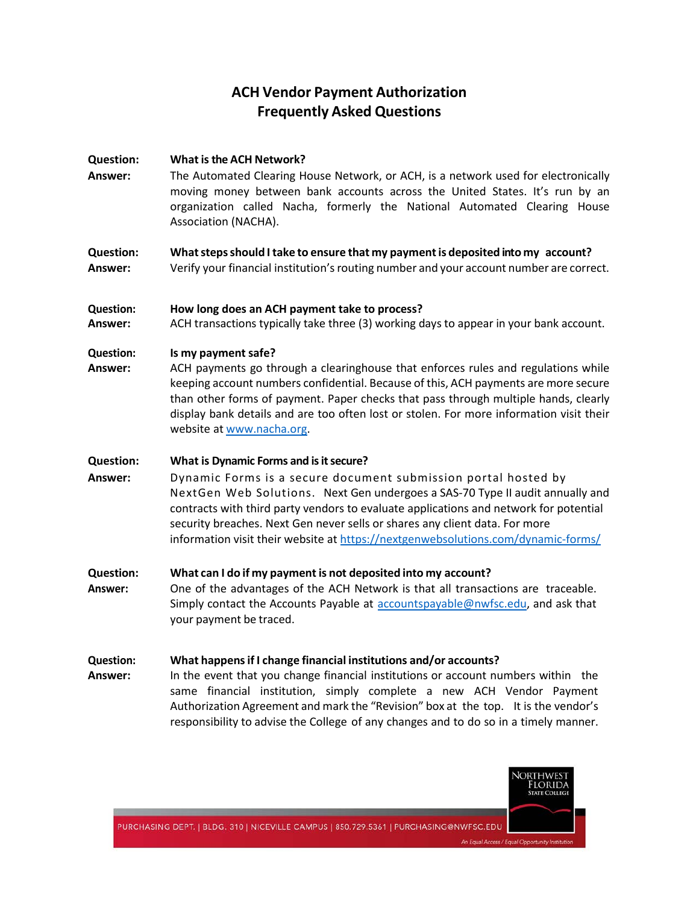# ACH Vendor Payment Authorization
# Frequently Asked Questions

**Question:** **What is the ACH Network?**
**Answer:** The Automated Clearing House Network, or ACH, is a network used for electronically moving money between bank accounts across the United States. It's run by an organization called Nacha, formerly the National Automated Clearing House Association (NACHA).

**Question:** **What steps should I take to ensure that my payment is deposited into my account?**
**Answer:** Verify your financial institution's routing number and your account number are correct.

**Question:** **How long does an ACH payment take to process?**
**Answer:** ACH transactions typically take three (3) working days to appear in your bank account.

**Question:** **Is my payment safe?**
**Answer:** ACH payments go through a clearinghouse that enforces rules and regulations while keeping account numbers confidential. Because of this, ACH payments are more secure than other forms of payment. Paper checks that pass through multiple hands, clearly display bank details and are too often lost or stolen. For more information visit their website at [www.nacha.org](http://www.nacha.org).

**Question:** **What is Dynamic Forms and is it secure?**
**Answer:** Dynamic Forms is a secure document submission portal hosted by NextGen Web Solutions. Next Gen undergoes a SAS-70 Type II audit annually and contracts with third party vendors to evaluate applications and network for potential security breaches. Next Gen never sells or shares any client data. For more information visit their website at [https://nextgenwebsolutions.com/dynamic-forms/](https://nextgenwebsolutions.com/dynamic-forms/)

**Question:** **What can I do if my payment is not deposited into my account?**
**Answer:** One of the advantages of the ACH Network is that all transactions are traceable. Simply contact the Accounts Payable at [accountspayable@nwfsc.edu](mailto:accountspayable@nwfsc.edu), and ask that your payment be traced.

**Question:** **What happens if I change financial institutions and/or accounts?**
**Answer:** In the event that you change financial institutions or account numbers within the same financial institution, simply complete a new ACH Vendor Payment Authorization Agreement and mark the "Revision" box at the top. It is the vendor's responsibility to advise the College of any changes and to do so in a timely manner.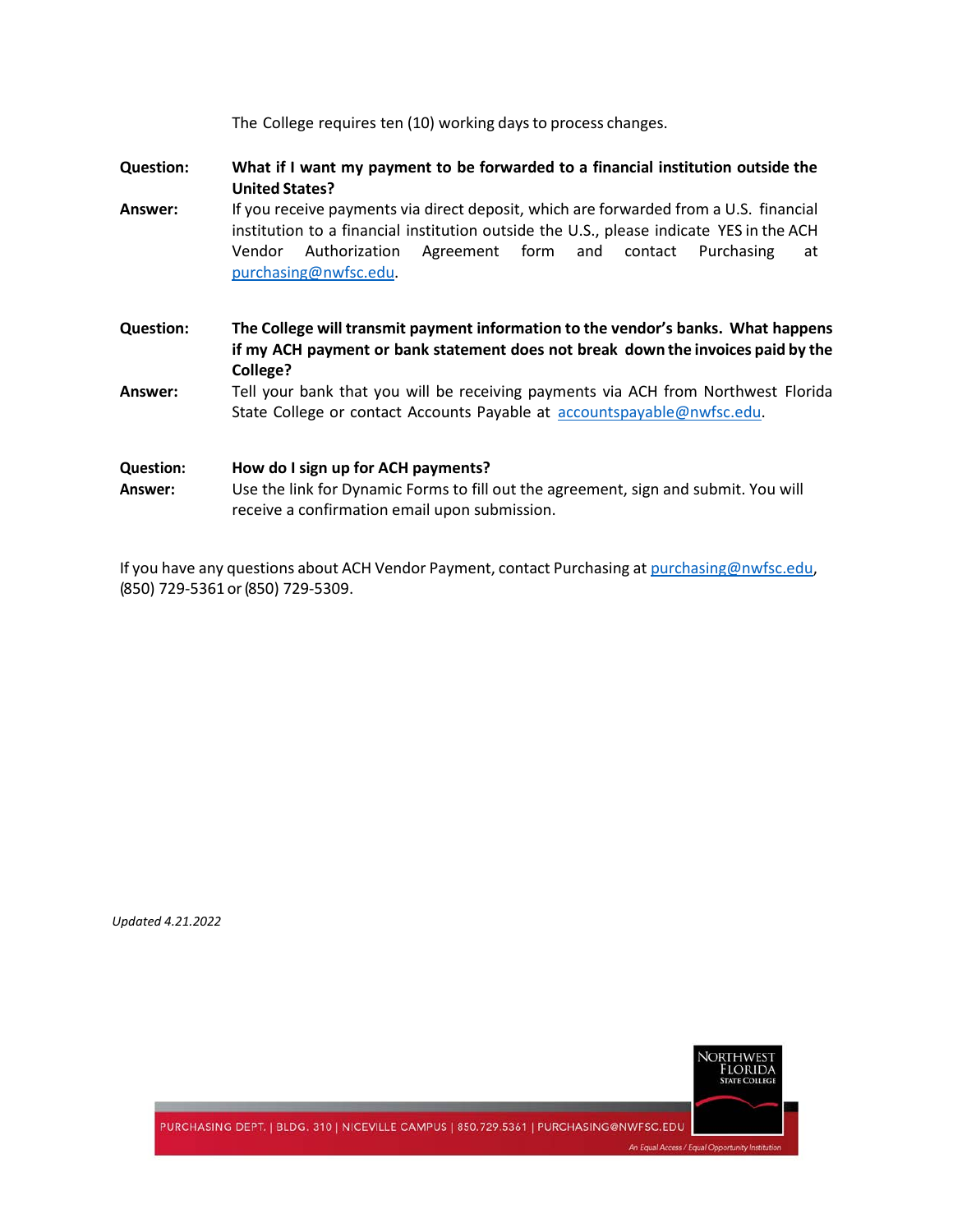The College requires ten (10) working days to process changes.

**Question:** **What if I want my payment to be forwarded to a financial institution outside the United States?**

**Answer:** If you receive payments via direct deposit, which are forwarded from a U.S. financial institution to a financial institution outside the U.S., please indicate YES in the ACH Vendor Authorization Agreement form and contact Purchasing at purchasing@nwfsc.edu.

**Question:** **The College will transmit payment information to the vendor's banks. What happens if my ACH payment or bank statement does not break down the invoices paid by the College?**

**Answer:** Tell your bank that you will be receiving payments via ACH from Northwest Florida State College or contact Accounts Payable at accountspayable@nwfsc.edu.

**Question:** **How do I sign up for ACH payments?**

**Answer:** Use the link for Dynamic Forms to fill out the agreement, sign and submit. You will receive a confirmation email upon submission.

If you have any questions about ACH Vendor Payment, contact Purchasing at purchasing@nwfsc.edu, (850) 729-5361 or (850) 729-5309.

*Updated 4.21.2022*